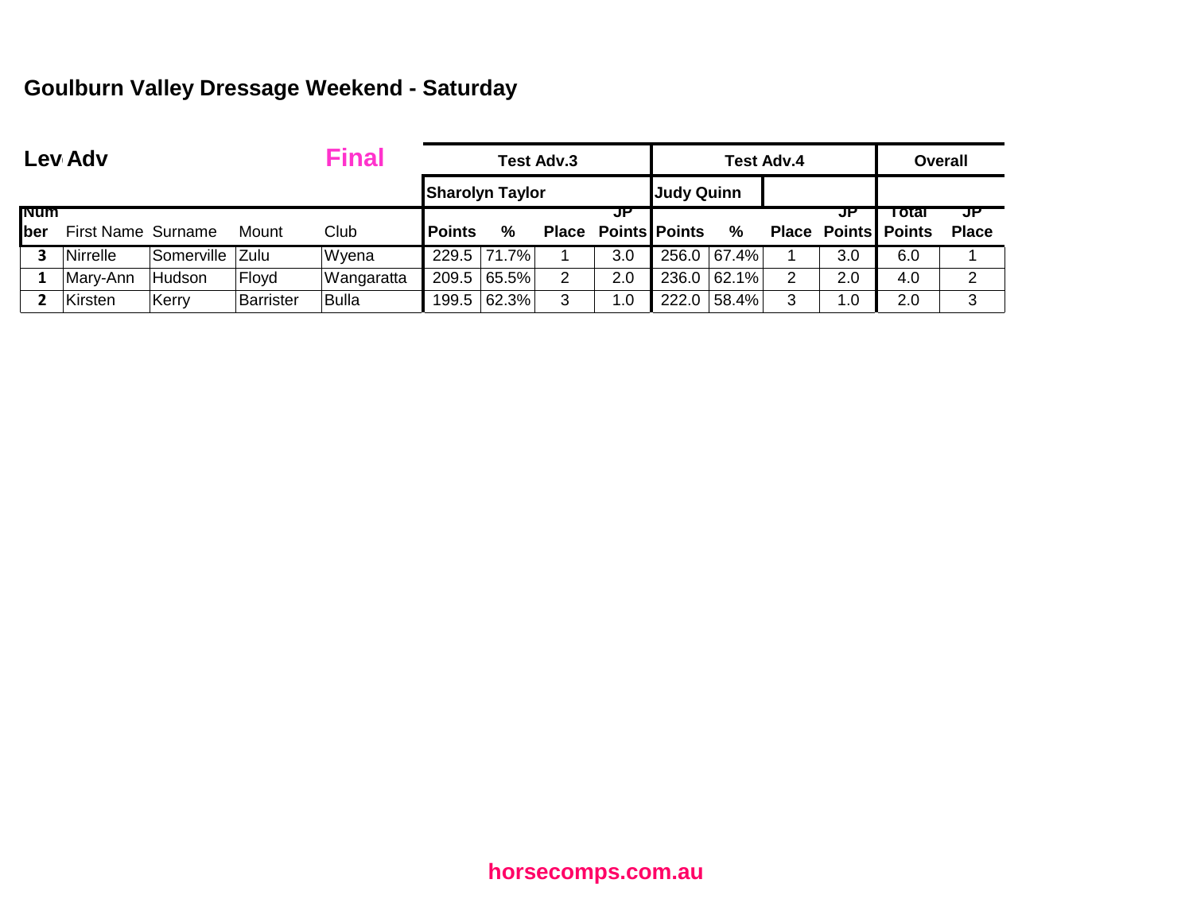# Goulburn Valley Dressage Weekend - Saturday

## Lev Adv — Final

| | | | | | Test Adv.3 | | | | Test Adv.4 | | | | Overall | |
|---|---|---|---|---|---|---|---|---|---|---|---|---|---|---|
| | | | | | Sharolyn Taylor | | | | Judy Quinn | | | | | |
| Number | First Name | Surname | Mount | Club | Points | % | Place | JP Points | Points | % | Place | JP Points | Total Points | JP Place |
| 3 | Nirrelle | Somerville | Zulu | Wyena | 229.5 | 71.7% | 1 | 3.0 | 256.0 | 67.4% | 1 | 3.0 | 6.0 | 1 |
| 1 | Mary-Ann | Hudson | Floyd | Wangaratta | 209.5 | 65.5% | 2 | 2.0 | 236.0 | 62.1% | 2 | 2.0 | 4.0 | 2 |
| 2 | Kirsten | Kerry | Barrister | Bulla | 199.5 | 62.3% | 3 | 1.0 | 222.0 | 58.4% | 3 | 1.0 | 2.0 | 3 |

horsecomps.com.au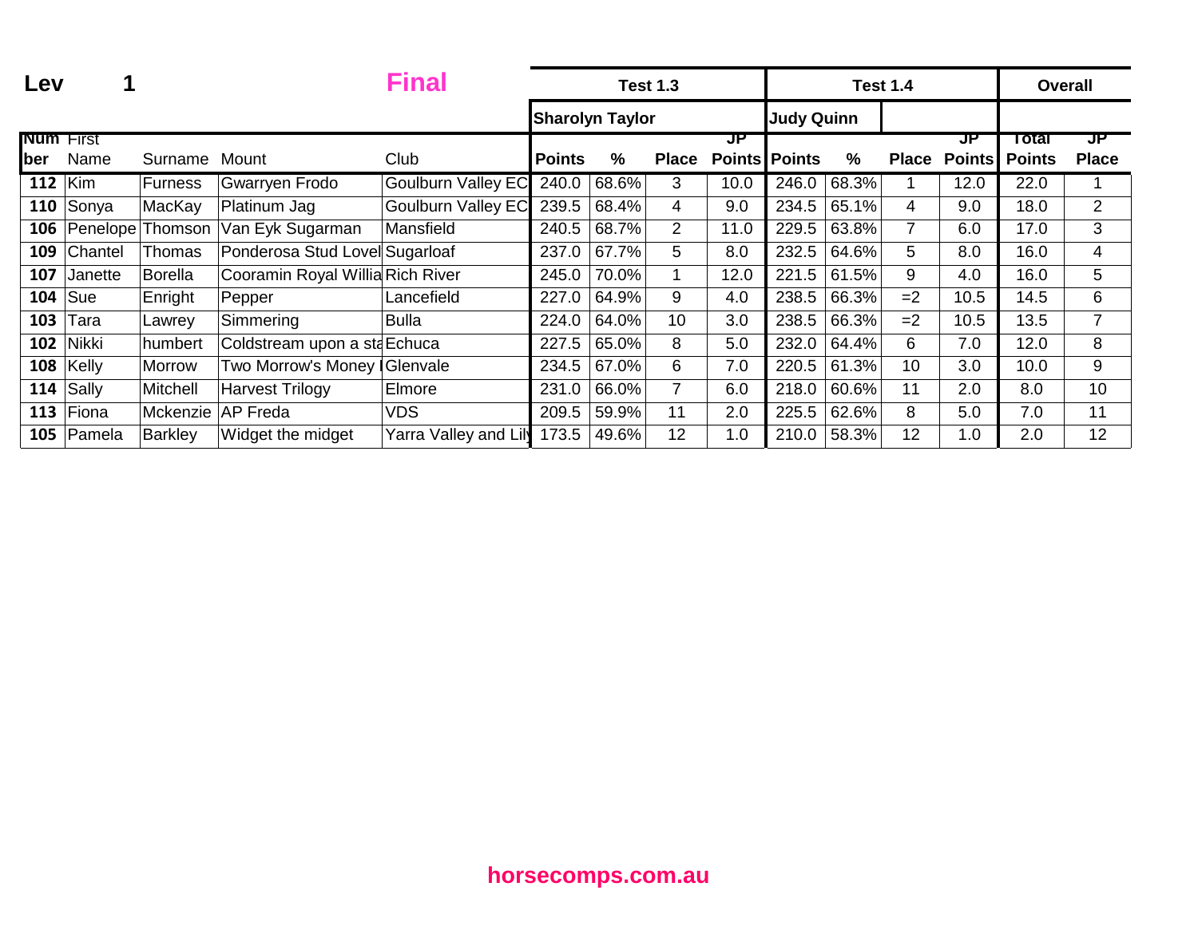**Lev 1** **Final**

| | | | | | Test 1.3 | | | | Test 1.4 | | | | Overall | |
|---|---|---|---|---|---|---|---|---|---|---|---|---|---|---|
| | | | | | Sharolyn Taylor | | | | Judy Quinn | | | | | |
| Number | First Name | Surname | Mount | Club | Points | % | Place | JP Points | Points | % | Place | JP Points | Total Points | JP Place |
| 112 | Kim | Furness | Gwarryen Frodo | Goulburn Valley EC | 240.0 | 68.6% | 3 | 10.0 | 246.0 | 68.3% | 1 | 12.0 | 22.0 | 1 |
| 110 | Sonya | MacKay | Platinum Jag | Goulburn Valley EC | 239.5 | 68.4% | 4 | 9.0 | 234.5 | 65.1% | 4 | 9.0 | 18.0 | 2 |
| 106 | Penelope | Thomson | Van Eyk Sugarman | Mansfield | 240.5 | 68.7% | 2 | 11.0 | 229.5 | 63.8% | 7 | 6.0 | 17.0 | 3 |
| 109 | Chantel | Thomas | Ponderosa Stud Lovel | Sugarloaf | 237.0 | 67.7% | 5 | 8.0 | 232.5 | 64.6% | 5 | 8.0 | 16.0 | 4 |
| 107 | Janette | Borella | Cooramin Royal Willia | Rich River | 245.0 | 70.0% | 1 | 12.0 | 221.5 | 61.5% | 9 | 4.0 | 16.0 | 5 |
| 104 | Sue | Enright | Pepper | Lancefield | 227.0 | 64.9% | 9 | 4.0 | 238.5 | 66.3% | =2 | 10.5 | 14.5 | 6 |
| 103 | Tara | Lawrey | Simmering | Bulla | 224.0 | 64.0% | 10 | 3.0 | 238.5 | 66.3% | =2 | 10.5 | 13.5 | 7 |
| 102 | Nikki | humbert | Coldstream upon a sta | Echuca | 227.5 | 65.0% | 8 | 5.0 | 232.0 | 64.4% | 6 | 7.0 | 12.0 | 8 |
| 108 | Kelly | Morrow | Two Morrow's Money I | Glenvale | 234.5 | 67.0% | 6 | 7.0 | 220.5 | 61.3% | 10 | 3.0 | 10.0 | 9 |
| 114 | Sally | Mitchell | Harvest Trilogy | Elmore | 231.0 | 66.0% | 7 | 6.0 | 218.0 | 60.6% | 11 | 2.0 | 8.0 | 10 |
| 113 | Fiona | Mckenzie | AP Freda | VDS | 209.5 | 59.9% | 11 | 2.0 | 225.5 | 62.6% | 8 | 5.0 | 7.0 | 11 |
| 105 | Pamela | Barkley | Widget the midget | Yarra Valley and Lily | 173.5 | 49.6% | 12 | 1.0 | 210.0 | 58.3% | 12 | 1.0 | 2.0 | 12 |

**horsecomps.com.au**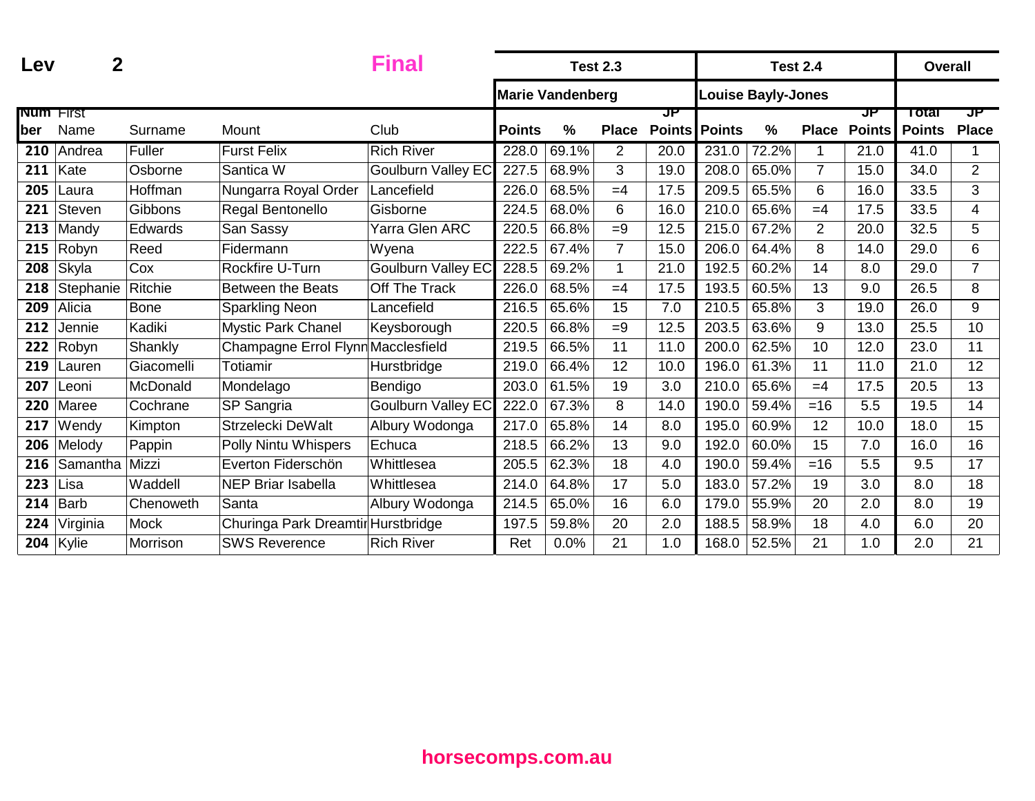**Lev 2** **Final**

| Number | First Name | Surname | Mount | Club | Test 2.3 Marie Vandenberg Points | % | Place | JP Points | Test 2.4 Louise Bayly-Jones Points | % | Place | JP Points | Overall Total Points | JP Place |
|---|---|---|---|---|---|---|---|---|---|---|---|---|---|---|
| 210 | Andrea | Fuller | Furst Felix | Rich River | 228.0 | 69.1% | 2 | 20.0 | 231.0 | 72.2% | 1 | 21.0 | 41.0 | 1 |
| 211 | Kate | Osborne | Santica W | Goulburn Valley EC | 227.5 | 68.9% | 3 | 19.0 | 208.0 | 65.0% | 7 | 15.0 | 34.0 | 2 |
| 205 | Laura | Hoffman | Nungarra Royal Order | Lancefield | 226.0 | 68.5% | =4 | 17.5 | 209.5 | 65.5% | 6 | 16.0 | 33.5 | 3 |
| 221 | Steven | Gibbons | Regal Bentonello | Gisborne | 224.5 | 68.0% | 6 | 16.0 | 210.0 | 65.6% | =4 | 17.5 | 33.5 | 4 |
| 213 | Mandy | Edwards | San Sassy | Yarra Glen ARC | 220.5 | 66.8% | =9 | 12.5 | 215.0 | 67.2% | 2 | 20.0 | 32.5 | 5 |
| 215 | Robyn | Reed | Fidermann | Wyena | 222.5 | 67.4% | 7 | 15.0 | 206.0 | 64.4% | 8 | 14.0 | 29.0 | 6 |
| 208 | Skyla | Cox | Rockfire U-Turn | Goulburn Valley EC | 228.5 | 69.2% | 1 | 21.0 | 192.5 | 60.2% | 14 | 8.0 | 29.0 | 7 |
| 218 | Stephanie | Ritchie | Between the Beats | Off The Track | 226.0 | 68.5% | =4 | 17.5 | 193.5 | 60.5% | 13 | 9.0 | 26.5 | 8 |
| 209 | Alicia | Bone | Sparkling Neon | Lancefield | 216.5 | 65.6% | 15 | 7.0 | 210.5 | 65.8% | 3 | 19.0 | 26.0 | 9 |
| 212 | Jennie | Kadiki | Mystic Park Chanel | Keysborough | 220.5 | 66.8% | =9 | 12.5 | 203.5 | 63.6% | 9 | 13.0 | 25.5 | 10 |
| 222 | Robyn | Shankly | Champagne Errol Flynn | Macclesfield | 219.5 | 66.5% | 11 | 11.0 | 200.0 | 62.5% | 10 | 12.0 | 23.0 | 11 |
| 219 | Lauren | Giacomelli | Totiamir | Hurstbridge | 219.0 | 66.4% | 12 | 10.0 | 196.0 | 61.3% | 11 | 11.0 | 21.0 | 12 |
| 207 | Leoni | McDonald | Mondelago | Bendigo | 203.0 | 61.5% | 19 | 3.0 | 210.0 | 65.6% | =4 | 17.5 | 20.5 | 13 |
| 220 | Maree | Cochrane | SP Sangria | Goulburn Valley EC | 222.0 | 67.3% | 8 | 14.0 | 190.0 | 59.4% | =16 | 5.5 | 19.5 | 14 |
| 217 | Wendy | Kimpton | Strzelecki DeWalt | Albury Wodonga | 217.0 | 65.8% | 14 | 8.0 | 195.0 | 60.9% | 12 | 10.0 | 18.0 | 15 |
| 206 | Melody | Pappin | Polly Nintu Whispers | Echuca | 218.5 | 66.2% | 13 | 9.0 | 192.0 | 60.0% | 15 | 7.0 | 16.0 | 16 |
| 216 | Samantha | Mizzi | Everton Fiderschön | Whittlesea | 205.5 | 62.3% | 18 | 4.0 | 190.0 | 59.4% | =16 | 5.5 | 9.5 | 17 |
| 223 | Lisa | Waddell | NEP Briar Isabella | Whittlesea | 214.0 | 64.8% | 17 | 5.0 | 183.0 | 57.2% | 19 | 3.0 | 8.0 | 18 |
| 214 | Barb | Chenoweth | Santa | Albury Wodonga | 214.5 | 65.0% | 16 | 6.0 | 179.0 | 55.9% | 20 | 2.0 | 8.0 | 19 |
| 224 | Virginia | Mock | Churinga Park Dreamtir | Hurstbridge | 197.5 | 59.8% | 20 | 2.0 | 188.5 | 58.9% | 18 | 4.0 | 6.0 | 20 |
| 204 | Kylie | Morrison | SWS Reverence | Rich River | Ret | 0.0% | 21 | 1.0 | 168.0 | 52.5% | 21 | 1.0 | 2.0 | 21 |

horsecomps.com.au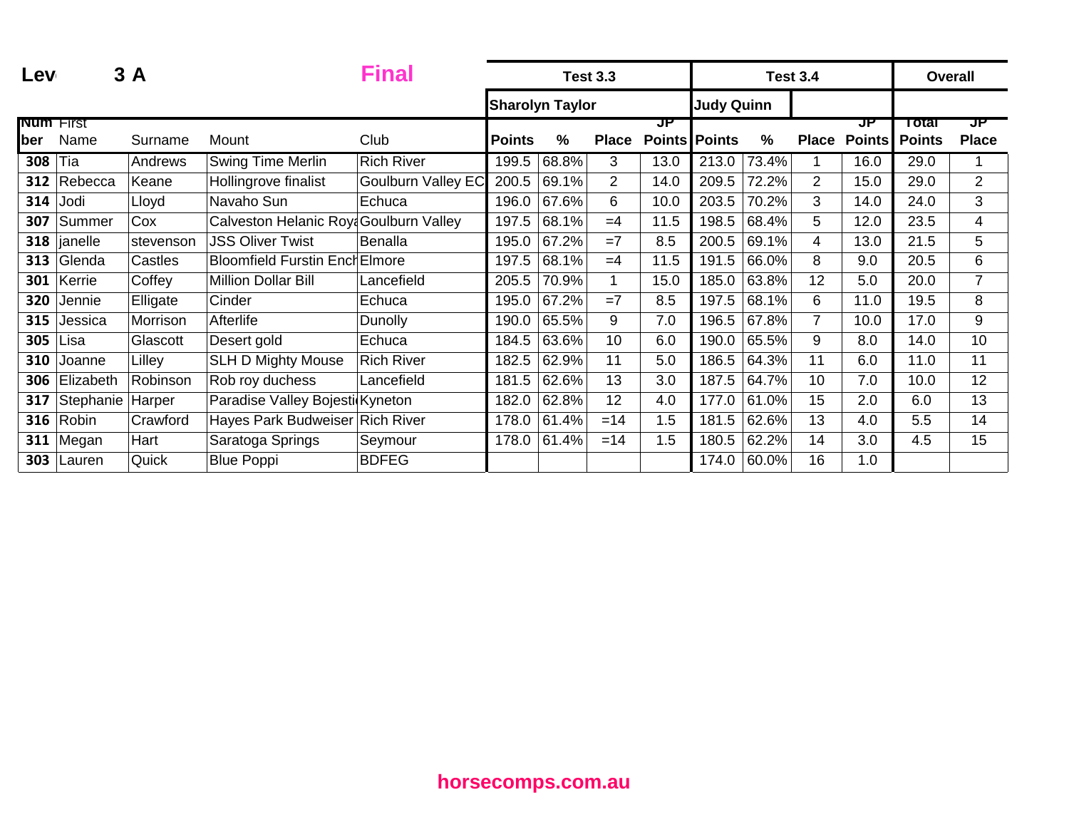| Lev | 3 A | | | Final | Test 3.3 | | | | Test 3.4 | | | | Overall | |
|---|---|---|---|---|---|---|---|---|---|---|---|---|---|---|
| | | | | | Sharolyn Taylor | | | | Judy Quinn | | | | | |
| Number | First Name | Surname | Mount | Club | Points | % | Place | JP Points | Points | % | Place | JP Points | Total Points | JP Place |
| 308 | Tia | Andrews | Swing Time Merlin | Rich River | 199.5 | 68.8% | 3 | 13.0 | 213.0 | 73.4% | 1 | 16.0 | 29.0 | 1 |
| 312 | Rebecca | Keane | Hollingrove finalist | Goulburn Valley EC | 200.5 | 69.1% | 2 | 14.0 | 209.5 | 72.2% | 2 | 15.0 | 29.0 | 2 |
| 314 | Jodi | Lloyd | Navaho Sun | Echuca | 196.0 | 67.6% | 6 | 10.0 | 203.5 | 70.2% | 3 | 14.0 | 24.0 | 3 |
| 307 | Summer | Cox | Calveston Helanic Roya | Goulburn Valley | 197.5 | 68.1% | =4 | 11.5 | 198.5 | 68.4% | 5 | 12.0 | 23.5 | 4 |
| 318 | janelle | stevenson | JSS Oliver Twist | Benalla | 195.0 | 67.2% | =7 | 8.5 | 200.5 | 69.1% | 4 | 13.0 | 21.5 | 5 |
| 313 | Glenda | Castles | Bloomfield Furstin Ench | Elmore | 197.5 | 68.1% | =4 | 11.5 | 191.5 | 66.0% | 8 | 9.0 | 20.5 | 6 |
| 301 | Kerrie | Coffey | Million Dollar Bill | Lancefield | 205.5 | 70.9% | 1 | 15.0 | 185.0 | 63.8% | 12 | 5.0 | 20.0 | 7 |
| 320 | Jennie | Elligate | Cinder | Echuca | 195.0 | 67.2% | =7 | 8.5 | 197.5 | 68.1% | 6 | 11.0 | 19.5 | 8 |
| 315 | Jessica | Morrison | Afterlife | Dunolly | 190.0 | 65.5% | 9 | 7.0 | 196.5 | 67.8% | 7 | 10.0 | 17.0 | 9 |
| 305 | Lisa | Glascott | Desert gold | Echuca | 184.5 | 63.6% | 10 | 6.0 | 190.0 | 65.5% | 9 | 8.0 | 14.0 | 10 |
| 310 | Joanne | Lilley | SLH D Mighty Mouse | Rich River | 182.5 | 62.9% | 11 | 5.0 | 186.5 | 64.3% | 11 | 6.0 | 11.0 | 11 |
| 306 | Elizabeth | Robinson | Rob roy duchess | Lancefield | 181.5 | 62.6% | 13 | 3.0 | 187.5 | 64.7% | 10 | 7.0 | 10.0 | 12 |
| 317 | Stephanie | Harper | Paradise Valley Bojesti | Kyneton | 182.0 | 62.8% | 12 | 4.0 | 177.0 | 61.0% | 15 | 2.0 | 6.0 | 13 |
| 316 | Robin | Crawford | Hayes Park Budweiser | Rich River | 178.0 | 61.4% | =14 | 1.5 | 181.5 | 62.6% | 13 | 4.0 | 5.5 | 14 |
| 311 | Megan | Hart | Saratoga Springs | Seymour | 178.0 | 61.4% | =14 | 1.5 | 180.5 | 62.2% | 14 | 3.0 | 4.5 | 15 |
| 303 | Lauren | Quick | Blue Poppi | BDFEG | | | | | 174.0 | 60.0% | 16 | 1.0 | | |

**horsecomps.com.au**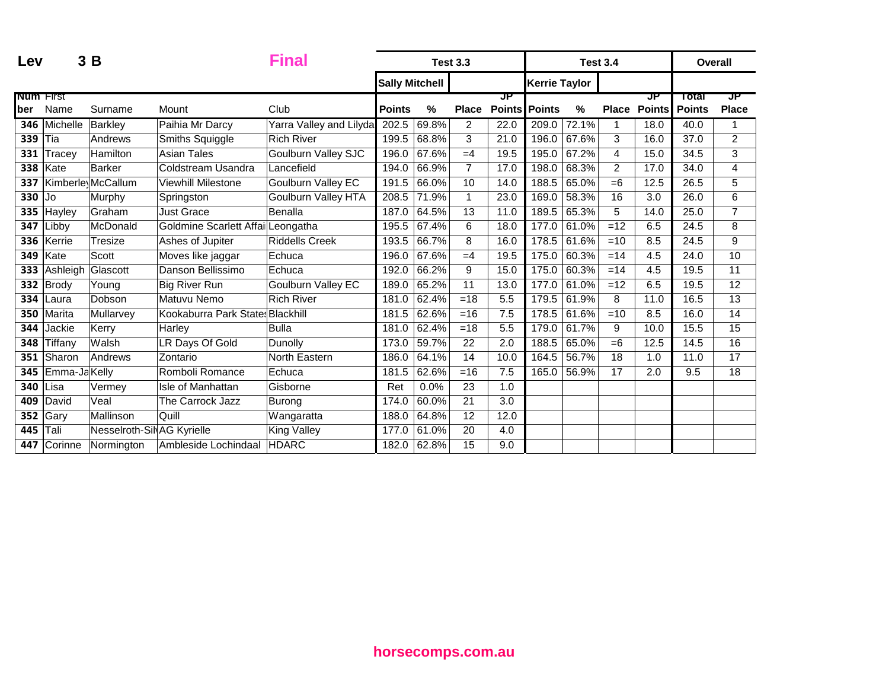**Lev** **3 B** **Final**

| Number | First Name | Surname | Mount | Club | Test 3.3 | | | | Test 3.4 | | | | Overall | |
|---|---|---|---|---|---|---|---|---|---|---|---|---|---|---|
| | | | | | Sally Mitchell | | | | Kerrie Taylor | | | | | |
| | | | | | Points | % | Place | JP Points | Points | % | Place | JP Points | Total Points | JP Place |
| 346 | Michelle | Barkley | Paihia Mr Darcy | Yarra Valley and Lilyda | 202.5 | 69.8% | 2 | 22.0 | 209.0 | 72.1% | 1 | 18.0 | 40.0 | 1 |
| 339 | Tia | Andrews | Smiths Squiggle | Rich River | 199.5 | 68.8% | 3 | 21.0 | 196.0 | 67.6% | 3 | 16.0 | 37.0 | 2 |
| 331 | Tracey | Hamilton | Asian Tales | Goulburn Valley SJC | 196.0 | 67.6% | =4 | 19.5 | 195.0 | 67.2% | 4 | 15.0 | 34.5 | 3 |
| 338 | Kate | Barker | Coldstream Usandra | Lancefield | 194.0 | 66.9% | 7 | 17.0 | 198.0 | 68.3% | 2 | 17.0 | 34.0 | 4 |
| 337 | Kimberley | McCallum | Viewhill Milestone | Goulburn Valley EC | 191.5 | 66.0% | 10 | 14.0 | 188.5 | 65.0% | =6 | 12.5 | 26.5 | 5 |
| 330 | Jo | Murphy | Springston | Goulburn Valley HTA | 208.5 | 71.9% | 1 | 23.0 | 169.0 | 58.3% | 16 | 3.0 | 26.0 | 6 |
| 335 | Hayley | Graham | Just Grace | Benalla | 187.0 | 64.5% | 13 | 11.0 | 189.5 | 65.3% | 5 | 14.0 | 25.0 | 7 |
| 347 | Libby | McDonald | Goldmine Scarlett Affai | Leongatha | 195.5 | 67.4% | 6 | 18.0 | 177.0 | 61.0% | =12 | 6.5 | 24.5 | 8 |
| 336 | Kerrie | Tresize | Ashes of Jupiter | Riddells Creek | 193.5 | 66.7% | 8 | 16.0 | 178.5 | 61.6% | =10 | 8.5 | 24.5 | 9 |
| 349 | Kate | Scott | Moves like jaggar | Echuca | 196.0 | 67.6% | =4 | 19.5 | 175.0 | 60.3% | =14 | 4.5 | 24.0 | 10 |
| 333 | Ashleigh | Glascott | Danson Bellissimo | Echuca | 192.0 | 66.2% | 9 | 15.0 | 175.0 | 60.3% | =14 | 4.5 | 19.5 | 11 |
| 332 | Brody | Young | Big River Run | Goulburn Valley EC | 189.0 | 65.2% | 11 | 13.0 | 177.0 | 61.0% | =12 | 6.5 | 19.5 | 12 |
| 334 | Laura | Dobson | Matuvu Nemo | Rich River | 181.0 | 62.4% | =18 | 5.5 | 179.5 | 61.9% | 8 | 11.0 | 16.5 | 13 |
| 350 | Marita | Mullarvey | Kookaburra Park States | Blackhill | 181.5 | 62.6% | =16 | 7.5 | 178.5 | 61.6% | =10 | 8.5 | 16.0 | 14 |
| 344 | Jackie | Kerry | Harley | Bulla | 181.0 | 62.4% | =18 | 5.5 | 179.0 | 61.7% | 9 | 10.0 | 15.5 | 15 |
| 348 | Tiffany | Walsh | LR Days Of Gold | Dunolly | 173.0 | 59.7% | 22 | 2.0 | 188.5 | 65.0% | =6 | 12.5 | 14.5 | 16 |
| 351 | Sharon | Andrews | Zontario | North Eastern | 186.0 | 64.1% | 14 | 10.0 | 164.5 | 56.7% | 18 | 1.0 | 11.0 | 17 |
| 345 | Emma-Ja | Kelly | Romboli Romance | Echuca | 181.5 | 62.6% | =16 | 7.5 | 165.0 | 56.9% | 17 | 2.0 | 9.5 | 18 |
| 340 | Lisa | Vermey | Isle of Manhattan | Gisborne | Ret | 0.0% | 23 | 1.0 | | | | | | |
| 409 | David | Veal | The Carrock Jazz | Burong | 174.0 | 60.0% | 21 | 3.0 | | | | | | |
| 352 | Gary | Mallinson | Quill | Wangaratta | 188.0 | 64.8% | 12 | 12.0 | | | | | | |
| 445 | Tali | Nesselroth-Sil | AG Kyrielle | King Valley | 177.0 | 61.0% | 20 | 4.0 | | | | | | |
| 447 | Corinne | Normington | Ambleside Lochindaal | HDARC | 182.0 | 62.8% | 15 | 9.0 | | | | | | |

**horsecomps.com.au**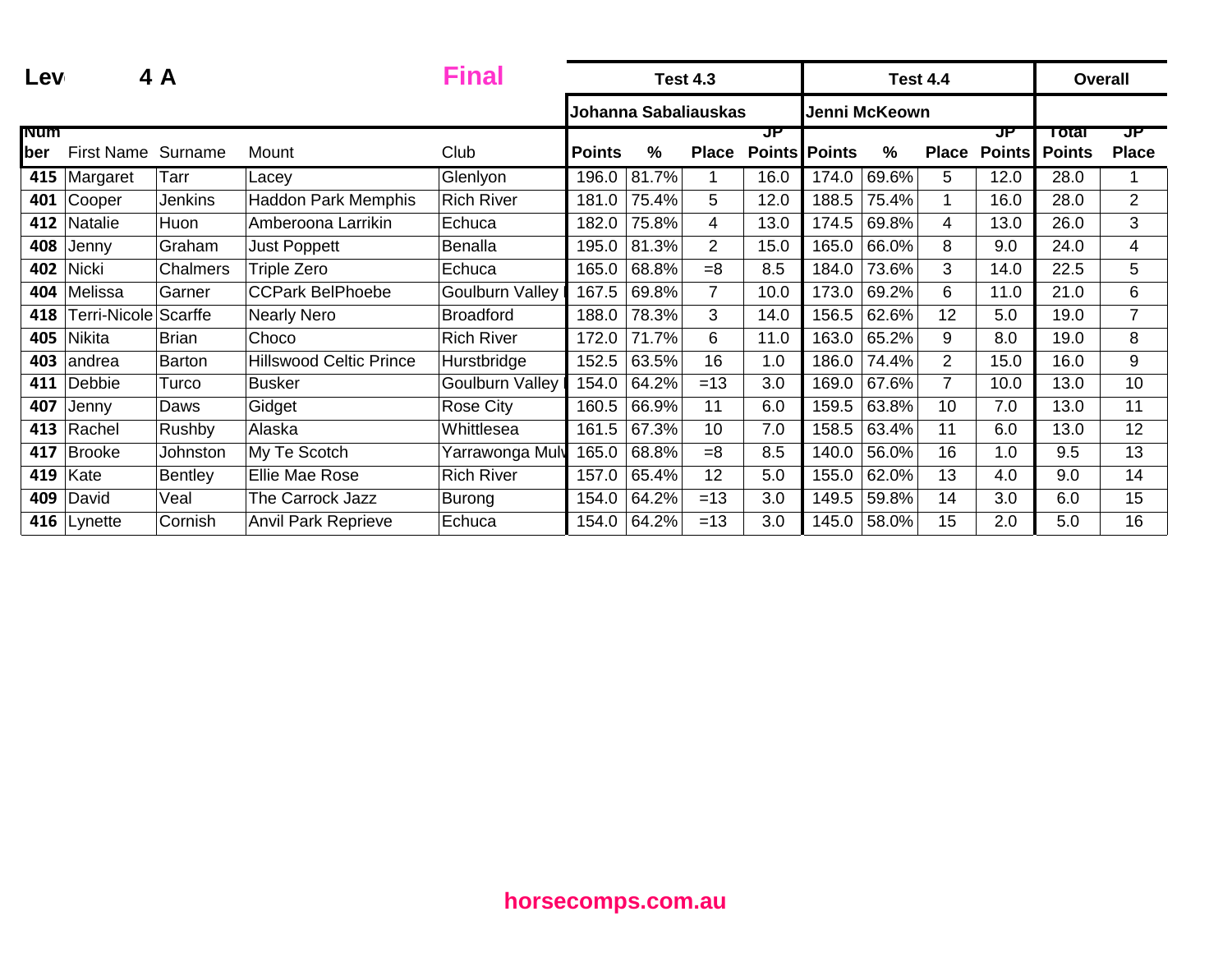**Lev 4 A** **Final**

| Num ber | First Name | Surname | Mount | Club | Test 4.3 Johanna Sabaliauskas Points | % | Place | JP Points | Test 4.4 Jenni McKeown Points | % | Place | JP Points | Overall Total Points | JP Place |
|---|---|---|---|---|---|---|---|---|---|---|---|---|---|---|
| **415** | Margaret | Tarr | Lacey | Glenlyon | 196.0 | 81.7% | 1 | 16.0 | 174.0 | 69.6% | 5 | 12.0 | 28.0 | 1 |
| **401** | Cooper | Jenkins | Haddon Park Memphis | Rich River | 181.0 | 75.4% | 5 | 12.0 | 188.5 | 75.4% | 1 | 16.0 | 28.0 | 2 |
| **412** | Natalie | Huon | Amberoona Larrikin | Echuca | 182.0 | 75.8% | 4 | 13.0 | 174.5 | 69.8% | 4 | 13.0 | 26.0 | 3 |
| **408** | Jenny | Graham | Just Poppett | Benalla | 195.0 | 81.3% | 2 | 15.0 | 165.0 | 66.0% | 8 | 9.0 | 24.0 | 4 |
| **402** | Nicki | Chalmers | Triple Zero | Echuca | 165.0 | 68.8% | =8 | 8.5 | 184.0 | 73.6% | 3 | 14.0 | 22.5 | 5 |
| **404** | Melissa | Garner | CCPark BelPhoebe | Goulburn Valley | 167.5 | 69.8% | 7 | 10.0 | 173.0 | 69.2% | 6 | 11.0 | 21.0 | 6 |
| **418** | Terri-Nicole | Scarffe | Nearly Nero | Broadford | 188.0 | 78.3% | 3 | 14.0 | 156.5 | 62.6% | 12 | 5.0 | 19.0 | 7 |
| **405** | Nikita | Brian | Choco | Rich River | 172.0 | 71.7% | 6 | 11.0 | 163.0 | 65.2% | 9 | 8.0 | 19.0 | 8 |
| **403** | andrea | Barton | Hillswood Celtic Prince | Hurstbridge | 152.5 | 63.5% | 16 | 1.0 | 186.0 | 74.4% | 2 | 15.0 | 16.0 | 9 |
| **411** | Debbie | Turco | Busker | Goulburn Valley | 154.0 | 64.2% | =13 | 3.0 | 169.0 | 67.6% | 7 | 10.0 | 13.0 | 10 |
| **407** | Jenny | Daws | Gidget | Rose City | 160.5 | 66.9% | 11 | 6.0 | 159.5 | 63.8% | 10 | 7.0 | 13.0 | 11 |
| **413** | Rachel | Rushby | Alaska | Whittlesea | 161.5 | 67.3% | 10 | 7.0 | 158.5 | 63.4% | 11 | 6.0 | 13.0 | 12 |
| **417** | Brooke | Johnston | My Te Scotch | Yarrawonga Mulv | 165.0 | 68.8% | =8 | 8.5 | 140.0 | 56.0% | 16 | 1.0 | 9.5 | 13 |
| **419** | Kate | Bentley | Ellie Mae Rose | Rich River | 157.0 | 65.4% | 12 | 5.0 | 155.0 | 62.0% | 13 | 4.0 | 9.0 | 14 |
| **409** | David | Veal | The Carrock Jazz | Burong | 154.0 | 64.2% | =13 | 3.0 | 149.5 | 59.8% | 14 | 3.0 | 6.0 | 15 |
| **416** | Lynette | Cornish | Anvil Park Reprieve | Echuca | 154.0 | 64.2% | =13 | 3.0 | 145.0 | 58.0% | 15 | 2.0 | 5.0 | 16 |

**horsecomps.com.au**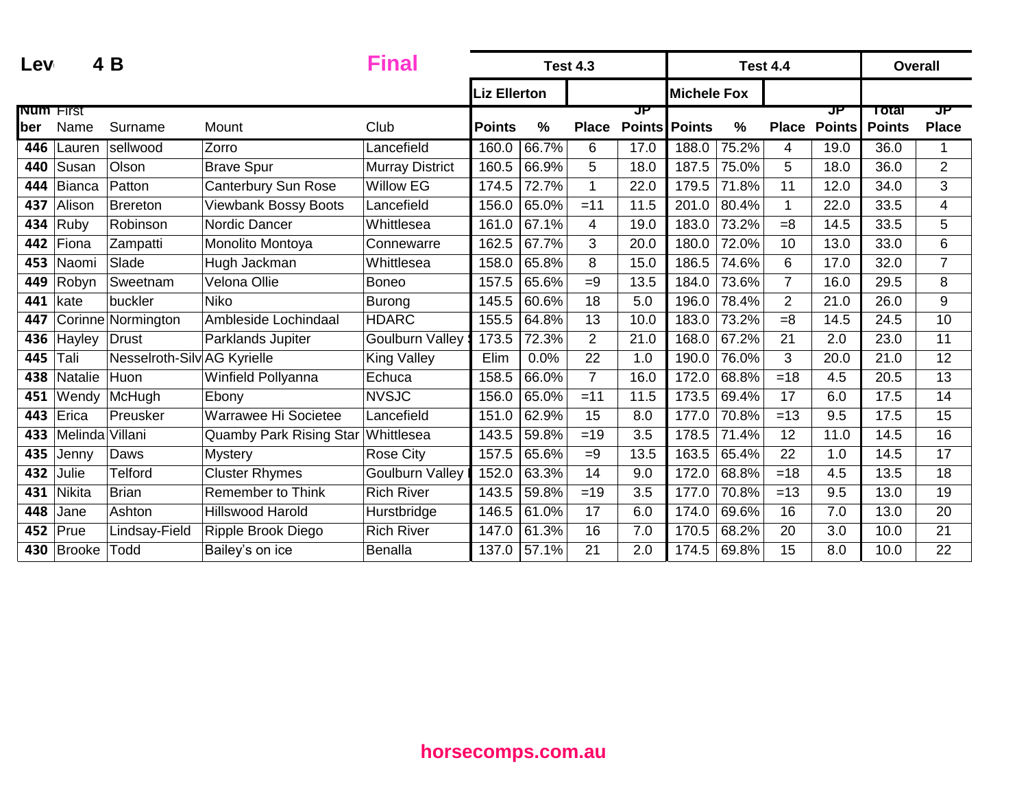**Lev 4 B** **Final**

| Number | First Name | Surname | Mount | Club | Test 4.3 | | | | Test 4.4 | | | | Overall | |
|---|---|---|---|---|---|---|---|---|---|---|---|---|---|---|
| | | | | | Liz Ellerton | | | | Michele Fox | | | | | |
| | | | | | Points | % | Place | JP Points | Points | % | Place | JP Points | Total Points | JP Place |
| 446 | Lauren | sellwood | Zorro | Lancefield | 160.0 | 66.7% | 6 | 17.0 | 188.0 | 75.2% | 4 | 19.0 | 36.0 | 1 |
| 440 | Susan | Olson | Brave Spur | Murray District | 160.5 | 66.9% | 5 | 18.0 | 187.5 | 75.0% | 5 | 18.0 | 36.0 | 2 |
| 444 | Bianca | Patton | Canterbury Sun Rose | Willow EG | 174.5 | 72.7% | 1 | 22.0 | 179.5 | 71.8% | 11 | 12.0 | 34.0 | 3 |
| 437 | Alison | Brereton | Viewbank Bossy Boots | Lancefield | 156.0 | 65.0% | =11 | 11.5 | 201.0 | 80.4% | 1 | 22.0 | 33.5 | 4 |
| 434 | Ruby | Robinson | Nordic Dancer | Whittlesea | 161.0 | 67.1% | 4 | 19.0 | 183.0 | 73.2% | =8 | 14.5 | 33.5 | 5 |
| 442 | Fiona | Zampatti | Monolito Montoya | Connewarre | 162.5 | 67.7% | 3 | 20.0 | 180.0 | 72.0% | 10 | 13.0 | 33.0 | 6 |
| 453 | Naomi | Slade | Hugh Jackman | Whittlesea | 158.0 | 65.8% | 8 | 15.0 | 186.5 | 74.6% | 6 | 17.0 | 32.0 | 7 |
| 449 | Robyn | Sweetnam | Velona Ollie | Boneo | 157.5 | 65.6% | =9 | 13.5 | 184.0 | 73.6% | 7 | 16.0 | 29.5 | 8 |
| 441 | kate | buckler | Niko | Burong | 145.5 | 60.6% | 18 | 5.0 | 196.0 | 78.4% | 2 | 21.0 | 26.0 | 9 |
| 447 | Corinne | Normington | Ambleside Lochindaal | HDARC | 155.5 | 64.8% | 13 | 10.0 | 183.0 | 73.2% | =8 | 14.5 | 24.5 | 10 |
| 436 | Hayley | Drust | Parklands Jupiter | Goulburn Valley | 173.5 | 72.3% | 2 | 21.0 | 168.0 | 67.2% | 21 | 2.0 | 23.0 | 11 |
| 445 | Tali | Nesselroth-Silv | AG Kyrielle | King Valley | Elim | 0.0% | 22 | 1.0 | 190.0 | 76.0% | 3 | 20.0 | 21.0 | 12 |
| 438 | Natalie | Huon | Winfield Pollyanna | Echuca | 158.5 | 66.0% | 7 | 16.0 | 172.0 | 68.8% | =18 | 4.5 | 20.5 | 13 |
| 451 | Wendy | McHugh | Ebony | NVSJC | 156.0 | 65.0% | =11 | 11.5 | 173.5 | 69.4% | 17 | 6.0 | 17.5 | 14 |
| 443 | Erica | Preusker | Warrawee Hi Societee | Lancefield | 151.0 | 62.9% | 15 | 8.0 | 177.0 | 70.8% | =13 | 9.5 | 17.5 | 15 |
| 433 | Melinda | Villani | Quamby Park Rising Star | Whittlesea | 143.5 | 59.8% | =19 | 3.5 | 178.5 | 71.4% | 12 | 11.0 | 14.5 | 16 |
| 435 | Jenny | Daws | Mystery | Rose City | 157.5 | 65.6% | =9 | 13.5 | 163.5 | 65.4% | 22 | 1.0 | 14.5 | 17 |
| 432 | Julie | Telford | Cluster Rhymes | Goulburn Valley | 152.0 | 63.3% | 14 | 9.0 | 172.0 | 68.8% | =18 | 4.5 | 13.5 | 18 |
| 431 | Nikita | Brian | Remember to Think | Rich River | 143.5 | 59.8% | =19 | 3.5 | 177.0 | 70.8% | =13 | 9.5 | 13.0 | 19 |
| 448 | Jane | Ashton | Hillswood Harold | Hurstbridge | 146.5 | 61.0% | 17 | 6.0 | 174.0 | 69.6% | 16 | 7.0 | 13.0 | 20 |
| 452 | Prue | Lindsay-Field | Ripple Brook Diego | Rich River | 147.0 | 61.3% | 16 | 7.0 | 170.5 | 68.2% | 20 | 3.0 | 10.0 | 21 |
| 430 | Brooke | Todd | Bailey's on ice | Benalla | 137.0 | 57.1% | 21 | 2.0 | 174.5 | 69.8% | 15 | 8.0 | 10.0 | 22 |

horsecomps.com.au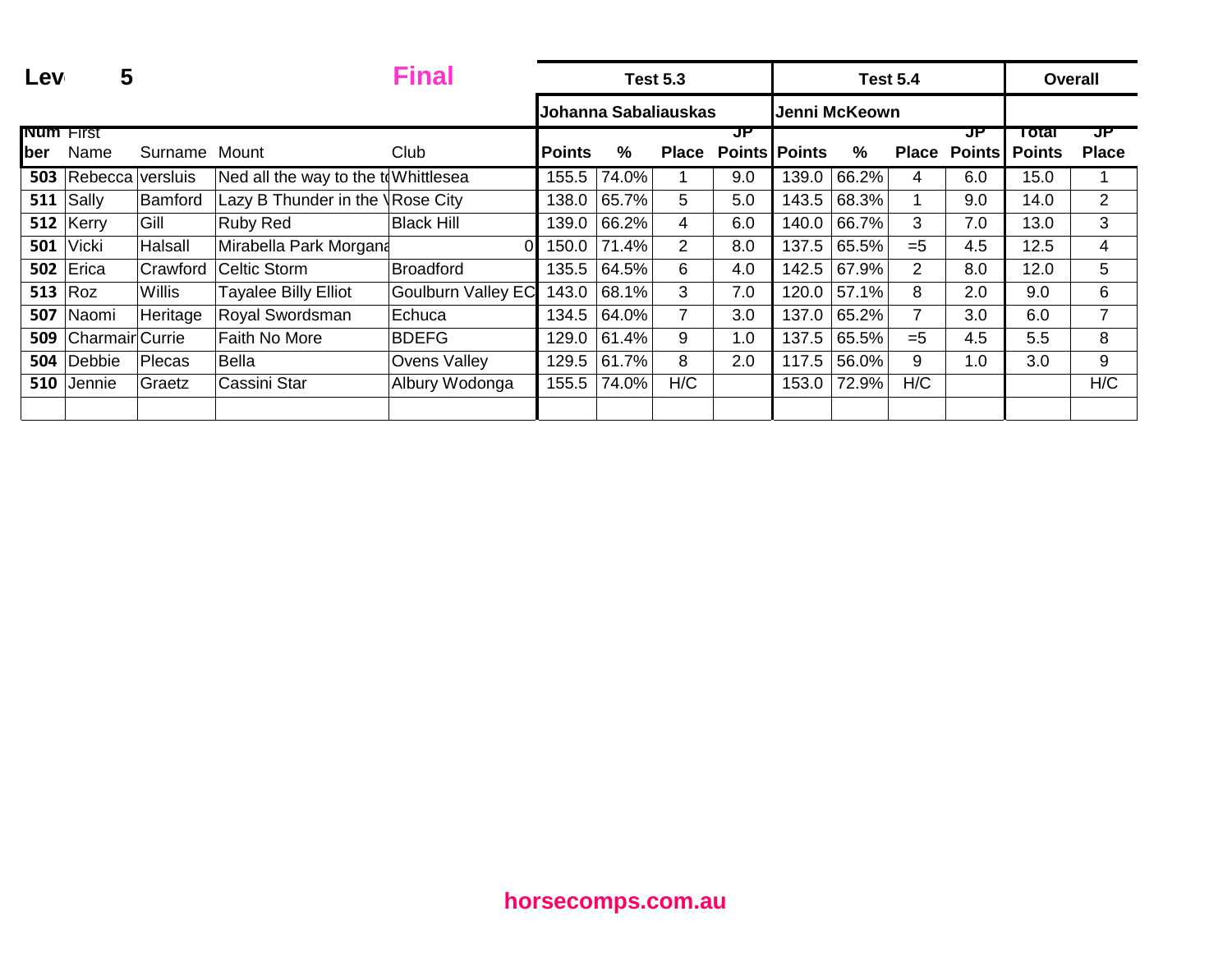**Lev 5** **Final**

| Number | First Name | Surname | Mount | Club | Test 5.3 Johanna Sabaliauskas Points | % | Place | JP Points | Test 5.4 Jenni McKeown Points | % | Place | JP Points | Overall Total Points | JP Place |
|---|---|---|---|---|---|---|---|---|---|---|---|---|---|---|
| 503 | Rebecca | versluis | Ned all the way to the t | Whittlesea | 155.5 | 74.0% | 1 | 9.0 | 139.0 | 66.2% | 4 | 6.0 | 15.0 | 1 |
| 511 | Sally | Bamford | Lazy B Thunder in the \ | Rose City | 138.0 | 65.7% | 5 | 5.0 | 143.5 | 68.3% | 1 | 9.0 | 14.0 | 2 |
| 512 | Kerry | Gill | Ruby Red | Black Hill | 139.0 | 66.2% | 4 | 6.0 | 140.0 | 66.7% | 3 | 7.0 | 13.0 | 3 |
| 501 | Vicki | Halsall | Mirabella Park Morgana | 0 | 150.0 | 71.4% | 2 | 8.0 | 137.5 | 65.5% | =5 | 4.5 | 12.5 | 4 |
| 502 | Erica | Crawford | Celtic Storm | Broadford | 135.5 | 64.5% | 6 | 4.0 | 142.5 | 67.9% | 2 | 8.0 | 12.0 | 5 |
| 513 | Roz | Willis | Tayalee Billy Elliot | Goulburn Valley EC | 143.0 | 68.1% | 3 | 7.0 | 120.0 | 57.1% | 8 | 2.0 | 9.0 | 6 |
| 507 | Naomi | Heritage | Royal Swordsman | Echuca | 134.5 | 64.0% | 7 | 3.0 | 137.0 | 65.2% | 7 | 3.0 | 6.0 | 7 |
| 509 | Charmair | Currie | Faith No More | BDEFG | 129.0 | 61.4% | 9 | 1.0 | 137.5 | 65.5% | =5 | 4.5 | 5.5 | 8 |
| 504 | Debbie | Plecas | Bella | Ovens Valley | 129.5 | 61.7% | 8 | 2.0 | 117.5 | 56.0% | 9 | 1.0 | 3.0 | 9 |
| 510 | Jennie | Graetz | Cassini Star | Albury Wodonga | 155.5 | 74.0% | H/C | | 153.0 | 72.9% | H/C | | | H/C |

horsecomps.com.au